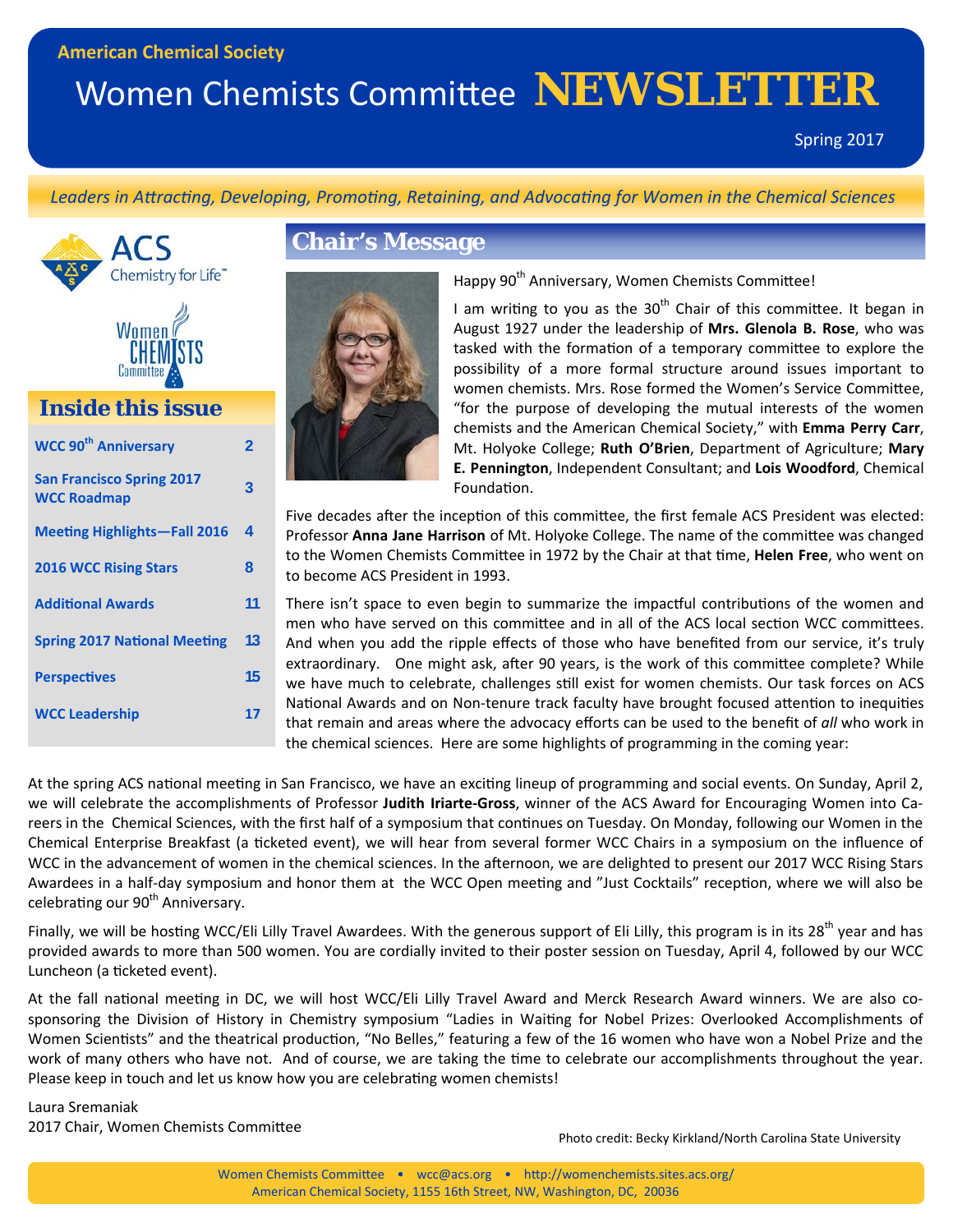**American Chemical Society**

# Women Chemists Committee NEWSLETTER

Spring 2017

*Leaders in Attracting, Developing, Promoting, Retaining, and Advocating for Women in the Chemical Sciences*

## Inside this issue

| | |
|---|---|
| WCC 90th Anniversary | 2 |
| San Francisco Spring 2017 WCC Roadmap | 3 |
| Meeting Highlights—Fall 2016 | 4 |
| 2016 WCC Rising Stars | 8 |
| Additional Awards | 11 |
| Spring 2017 National Meeting | 13 |
| Perspectives | 15 |
| WCC Leadership | 17 |

## Chair's Message

Happy 90th Anniversary, Women Chemists Committee!

I am writing to you as the 30th Chair of this committee. It began in August 1927 under the leadership of **Mrs. Glenola B. Rose**, who was tasked with the formation of a temporary committee to explore the possibility of a more formal structure around issues important to women chemists. Mrs. Rose formed the Women's Service Committee, "for the purpose of developing the mutual interests of the women chemists and the American Chemical Society," with **Emma Perry Carr**, Mt. Holyoke College; **Ruth O'Brien**, Department of Agriculture; **Mary E. Pennington**, Independent Consultant; and **Lois Woodford**, Chemical Foundation.

Five decades after the inception of this committee, the first female ACS President was elected: Professor **Anna Jane Harrison** of Mt. Holyoke College. The name of the committee was changed to the Women Chemists Committee in 1972 by the Chair at that time, **Helen Free**, who went on to become ACS President in 1993.

There isn't space to even begin to summarize the impactful contributions of the women and men who have served on this committee and in all of the ACS local section WCC committees. And when you add the ripple effects of those who have benefited from our service, it's truly extraordinary. One might ask, after 90 years, is the work of this committee complete? While we have much to celebrate, challenges still exist for women chemists. Our task forces on ACS National Awards and on Non-tenure track faculty have brought focused attention to inequities that remain and areas where the advocacy efforts can be used to the benefit of *all* who work in the chemical sciences. Here are some highlights of programming in the coming year:

At the spring ACS national meeting in San Francisco, we have an exciting lineup of programming and social events. On Sunday, April 2, we will celebrate the accomplishments of Professor **Judith Iriarte-Gross**, winner of the ACS Award for Encouraging Women into Careers in the Chemical Sciences, with the first half of a symposium that continues on Tuesday. On Monday, following our Women in the Chemical Enterprise Breakfast (a ticketed event), we will hear from several former WCC Chairs in a symposium on the influence of WCC in the advancement of women in the chemical sciences. In the afternoon, we are delighted to present our 2017 WCC Rising Stars Awardees in a half-day symposium and honor them at the WCC Open meeting and "Just Cocktails" reception, where we will also be celebrating our 90th Anniversary.

Finally, we will be hosting WCC/Eli Lilly Travel Awardees. With the generous support of Eli Lilly, this program is in its 28th year and has provided awards to more than 500 women. You are cordially invited to their poster session on Tuesday, April 4, followed by our WCC Luncheon (a ticketed event).

At the fall national meeting in DC, we will host WCC/Eli Lilly Travel Award and Merck Research Award winners. We are also co-sponsoring the Division of History in Chemistry symposium "Ladies in Waiting for Nobel Prizes: Overlooked Accomplishments of Women Scientists" and the theatrical production, "No Belles," featuring a few of the 16 women who have won a Nobel Prize and the work of many others who have not. And of course, we are taking the time to celebrate our accomplishments throughout the year. Please keep in touch and let us know how you are celebrating women chemists!

Laura Sremaniak
2017 Chair, Women Chemists Committee

Photo credit: Becky Kirkland/North Carolina State University

Women Chemists Committee • wcc@acs.org • http://womenchemists.sites.acs.org/
American Chemical Society, 1155 16th Street, NW, Washington, DC, 20036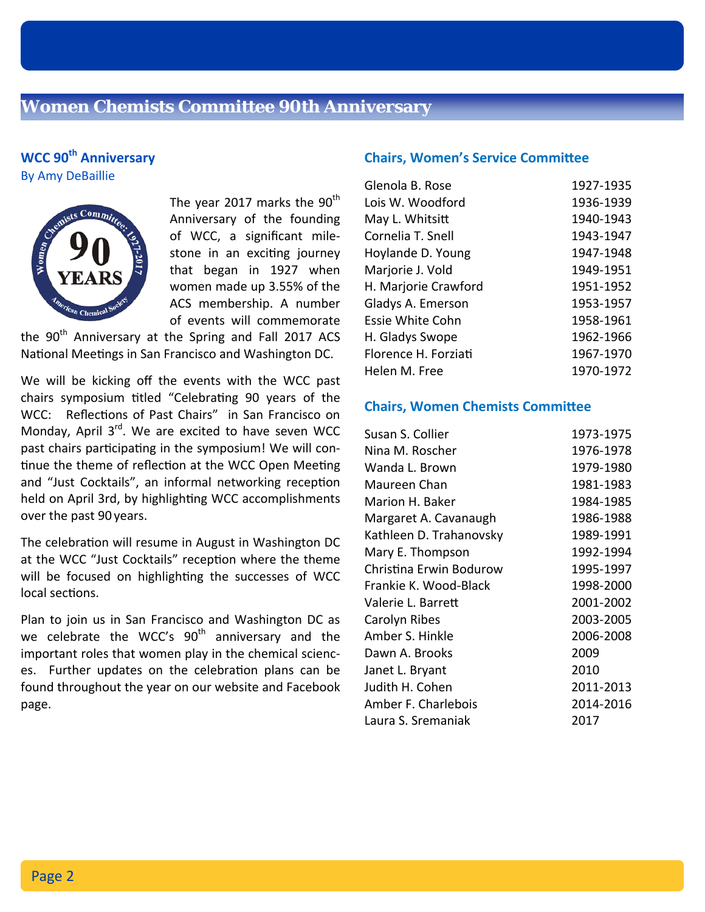# Women Chemists Committee 90th Anniversary

## WCC 90th Anniversary

By Amy DeBaillie

The year 2017 marks the 90th Anniversary of the founding of WCC, a significant milestone in an exciting journey that began in 1927 when women made up 3.55% of the ACS membership. A number of events will commemorate the 90th Anniversary at the Spring and Fall 2017 ACS National Meetings in San Francisco and Washington DC.

We will be kicking off the events with the WCC past chairs symposium titled "Celebrating 90 years of the WCC: Reflections of Past Chairs" in San Francisco on Monday, April 3rd. We are excited to have seven WCC past chairs participating in the symposium! We will continue the theme of reflection at the WCC Open Meeting and "Just Cocktails", an informal networking reception held on April 3rd, by highlighting WCC accomplishments over the past 90 years.

The celebration will resume in August in Washington DC at the WCC "Just Cocktails" reception where the theme will be focused on highlighting the successes of WCC local sections.

Plan to join us in San Francisco and Washington DC as we celebrate the WCC's 90th anniversary and the important roles that women play in the chemical sciences. Further updates on the celebration plans can be found throughout the year on our website and Facebook page.

### Chairs, Women's Service Committee

| | |
|---|---|
| Glenola B. Rose | 1927-1935 |
| Lois W. Woodford | 1936-1939 |
| May L. Whitsitt | 1940-1943 |
| Cornelia T. Snell | 1943-1947 |
| Hoylande D. Young | 1947-1948 |
| Marjorie J. Vold | 1949-1951 |
| H. Marjorie Crawford | 1951-1952 |
| Gladys A. Emerson | 1953-1957 |
| Essie White Cohn | 1958-1961 |
| H. Gladys Swope | 1962-1966 |
| Florence H. Forziati | 1967-1970 |
| Helen M. Free | 1970-1972 |

### Chairs, Women Chemists Committee

| | |
|---|---|
| Susan S. Collier | 1973-1975 |
| Nina M. Roscher | 1976-1978 |
| Wanda L. Brown | 1979-1980 |
| Maureen Chan | 1981-1983 |
| Marion H. Baker | 1984-1985 |
| Margaret A. Cavanaugh | 1986-1988 |
| Kathleen D. Trahanovsky | 1989-1991 |
| Mary E. Thompson | 1992-1994 |
| Christina Erwin Bodurow | 1995-1997 |
| Frankie K. Wood-Black | 1998-2000 |
| Valerie L. Barrett | 2001-2002 |
| Carolyn Ribes | 2003-2005 |
| Amber S. Hinkle | 2006-2008 |
| Dawn A. Brooks | 2009 |
| Janet L. Bryant | 2010 |
| Judith H. Cohen | 2011-2013 |
| Amber F. Charlebois | 2014-2016 |
| Laura S. Sremaniak | 2017 |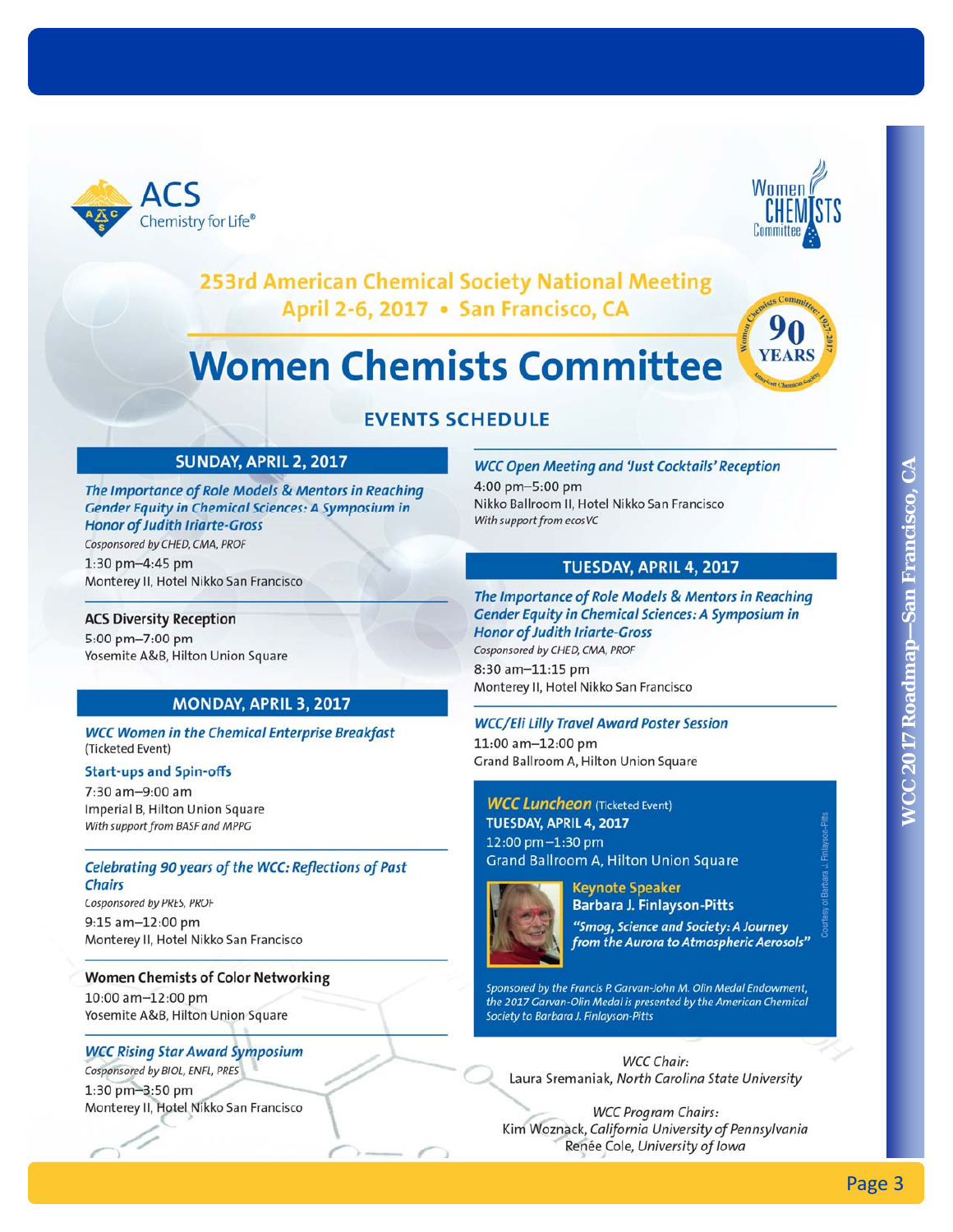ACS Chemistry for Life®

Women Chemists Committee

## 253rd American Chemical Society National Meeting
## April 2-6, 2017 • San Francisco, CA

# Women Chemists Committee

90 YEARS

## EVENTS SCHEDULE

### SUNDAY, APRIL 2, 2017

***The Importance of Role Models & Mentors in Reaching Gender Equity in Chemical Sciences: A Symposium in Honor of Judith Iriarte-Gross***
*Cosponsored by CHED, CMA, PROF*
1:30 pm–4:45 pm
Monterey II, Hotel Nikko San Francisco

**ACS Diversity Reception**
5:00 pm–7:00 pm
Yosemite A&B, Hilton Union Square

### MONDAY, APRIL 3, 2017

***WCC Women in the Chemical Enterprise Breakfast***
(Ticketed Event)

**Start-ups and Spin-offs**
7:30 am–9:00 am
Imperial B, Hilton Union Square
*With support from BASF and MPPG*

***Celebrating 90 years of the WCC: Reflections of Past Chairs***
*Cosponsored by PRES, PROF*
9:15 am–12:00 pm
Monterey II, Hotel Nikko San Francisco

**Women Chemists of Color Networking**
10:00 am–12:00 pm
Yosemite A&B, Hilton Union Square

***WCC Rising Star Award Symposium***
*Cosponsored by BIOL, ENFL, PRES*
1:30 pm–3:50 pm
Monterey II, Hotel Nikko San Francisco

***WCC Open Meeting and 'Just Cocktails' Reception***
4:00 pm–5:00 pm
Nikko Ballroom II, Hotel Nikko San Francisco
*With support from ecosVC*

### TUESDAY, APRIL 4, 2017

***The Importance of Role Models & Mentors in Reaching Gender Equity in Chemical Sciences: A Symposium in Honor of Judith Iriarte-Gross***
*Cosponsored by CHED, CMA, PROF*
8:30 am–11:15 pm
Monterey II, Hotel Nikko San Francisco

***WCC/Eli Lilly Travel Award Poster Session***
11:00 am–12:00 pm
Grand Ballroom A, Hilton Union Square

***WCC Luncheon*** (Ticketed Event)
**TUESDAY, APRIL 4, 2017**
12:00 pm–1:30 pm
Grand Ballroom A, Hilton Union Square

**Keynote Speaker**
**Barbara J. Finlayson-Pitts**
***"Smog, Science and Society: A Journey from the Aurora to Atmospheric Aerosols"***

Courtesy of Barbara J. Finlayson-Pitts

*Sponsored by the Francis P. Garvan-John M. Olin Medal Endowment, the 2017 Garvan-Olin Medal is presented by the American Chemical Society to Barbara J. Finlayson-Pitts*

*WCC Chair:*
Laura Sremaniak, *North Carolina State University*

*WCC Program Chairs:*
Kim Woznack, *California University of Pennsylvania*
Renée Cole, *University of Iowa*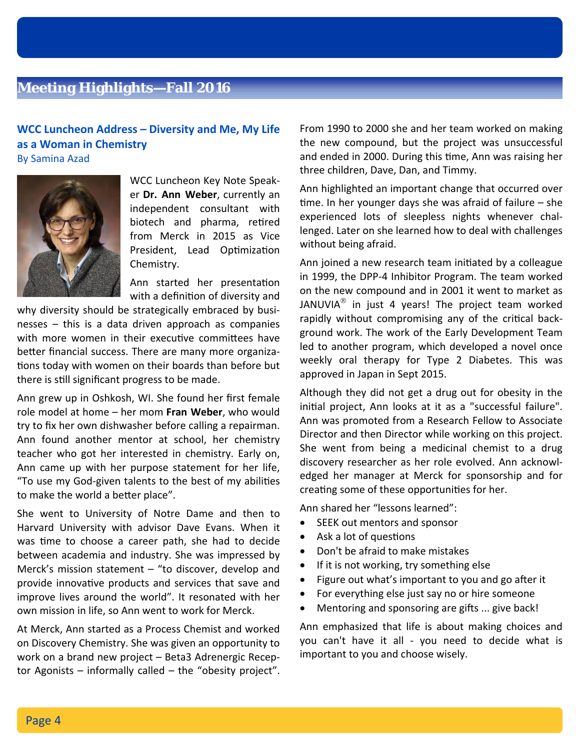## Meeting Highlights—Fall 2016

### WCC Luncheon Address – Diversity and Me, My Life as a Woman in Chemistry

By Samina Azad

WCC Luncheon Key Note Speaker **Dr. Ann Weber**, currently an independent consultant with biotech and pharma, retired from Merck in 2015 as Vice President, Lead Optimization Chemistry.

Ann started her presentation with a definition of diversity and why diversity should be strategically embraced by businesses – this is a data driven approach as companies with more women in their executive committees have better financial success. There are many more organizations today with women on their boards than before but there is still significant progress to be made.

Ann grew up in Oshkosh, WI. She found her first female role model at home – her mom **Fran Weber**, who would try to fix her own dishwasher before calling a repairman. Ann found another mentor at school, her chemistry teacher who got her interested in chemistry. Early on, Ann came up with her purpose statement for her life, "To use my God-given talents to the best of my abilities to make the world a better place".

She went to University of Notre Dame and then to Harvard University with advisor Dave Evans. When it was time to choose a career path, she had to decide between academia and industry. She was impressed by Merck's mission statement – "to discover, develop and provide innovative products and services that save and improve lives around the world". It resonated with her own mission in life, so Ann went to work for Merck.

At Merck, Ann started as a Process Chemist and worked on Discovery Chemistry. She was given an opportunity to work on a brand new project – Beta3 Adrenergic Receptor Agonists – informally called – the "obesity project". From 1990 to 2000 she and her team worked on making the new compound, but the project was unsuccessful and ended in 2000. During this time, Ann was raising her three children, Dave, Dan, and Timmy.

Ann highlighted an important change that occurred over time. In her younger days she was afraid of failure – she experienced lots of sleepless nights whenever challenged. Later on she learned how to deal with challenges without being afraid.

Ann joined a new research team initiated by a colleague in 1999, the DPP-4 Inhibitor Program. The team worked on the new compound and in 2001 it went to market as JANUVIA® in just 4 years! The project team worked rapidly without compromising any of the critical background work. The work of the Early Development Team led to another program, which developed a novel once weekly oral therapy for Type 2 Diabetes. This was approved in Japan in Sept 2015.

Although they did not get a drug out for obesity in the initial project, Ann looks at it as a "successful failure". Ann was promoted from a Research Fellow to Associate Director and then Director while working on this project. She went from being a medicinal chemist to a drug discovery researcher as her role evolved. Ann acknowledged her manager at Merck for sponsorship and for creating some of these opportunities for her.

Ann shared her "lessons learned":

- SEEK out mentors and sponsor
- Ask a lot of questions
- Don't be afraid to make mistakes
- If it is not working, try something else
- Figure out what's important to you and go after it
- For everything else just say no or hire someone
- Mentoring and sponsoring are gifts ... give back!

Ann emphasized that life is about making choices and you can't have it all - you need to decide what is important to you and choose wisely.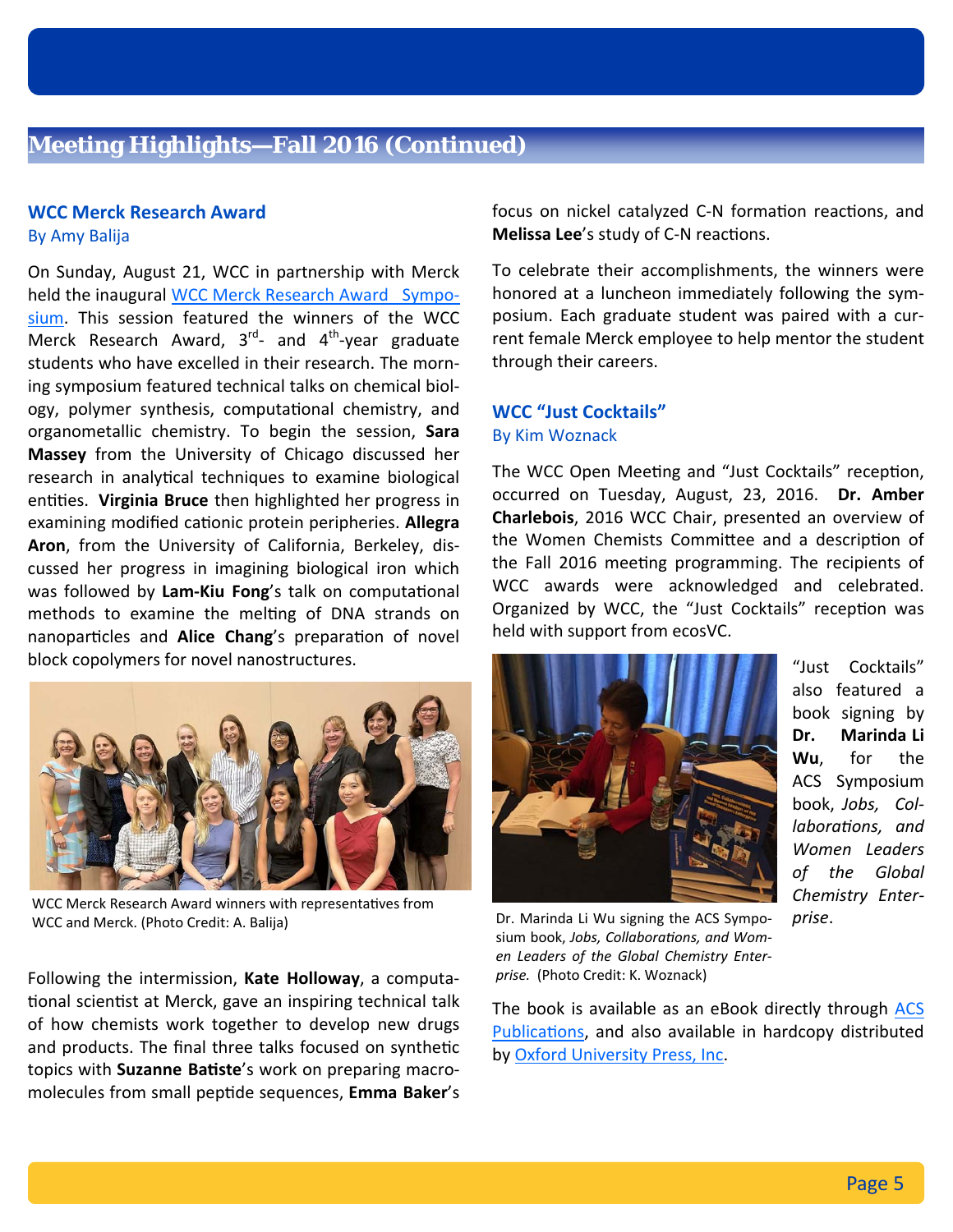## Meeting Highlights—Fall 2016 (Continued)

### WCC Merck Research Award

By Amy Balija

On Sunday, August 21, WCC in partnership with Merck held the inaugural WCC Merck Research Award Symposium. This session featured the winners of the WCC Merck Research Award, 3rd- and 4th-year graduate students who have excelled in their research. The morning symposium featured technical talks on chemical biology, polymer synthesis, computational chemistry, and organometallic chemistry. To begin the session, **Sara Massey** from the University of Chicago discussed her research in analytical techniques to examine biological entities. **Virginia Bruce** then highlighted her progress in examining modified cationic protein peripheries. **Allegra Aron**, from the University of California, Berkeley, discussed her progress in imagining biological iron which was followed by **Lam-Kiu Fong**'s talk on computational methods to examine the melting of DNA strands on nanoparticles and **Alice Chang**'s preparation of novel block copolymers for novel nanostructures.

WCC Merck Research Award winners with representatives from WCC and Merck. (Photo Credit: A. Balija)

Following the intermission, **Kate Holloway**, a computational scientist at Merck, gave an inspiring technical talk of how chemists work together to develop new drugs and products. The final three talks focused on synthetic topics with **Suzanne Batiste**'s work on preparing macromolecules from small peptide sequences, **Emma Baker**'s focus on nickel catalyzed C-N formation reactions, and **Melissa Lee**'s study of C-N reactions.

To celebrate their accomplishments, the winners were honored at a luncheon immediately following the symposium. Each graduate student was paired with a current female Merck employee to help mentor the student through their careers.

### WCC "Just Cocktails"

By Kim Woznack

The WCC Open Meeting and "Just Cocktails" reception, occurred on Tuesday, August, 23, 2016. **Dr. Amber Charlebois**, 2016 WCC Chair, presented an overview of the Women Chemists Committee and a description of the Fall 2016 meeting programming. The recipients of WCC awards were acknowledged and celebrated. Organized by WCC, the "Just Cocktails" reception was held with support from ecosVC.

"Just Cocktails" also featured a book signing by **Dr. Marinda Li Wu**, for the ACS Symposium book, *Jobs, Collaborations, and Women Leaders of the Global Chemistry Enterprise*.

Dr. Marinda Li Wu signing the ACS Symposium book, *Jobs, Collaborations, and Women Leaders of the Global Chemistry Enterprise.* (Photo Credit: K. Woznack)

The book is available as an eBook directly through ACS Publications, and also available in hardcopy distributed by Oxford University Press, Inc.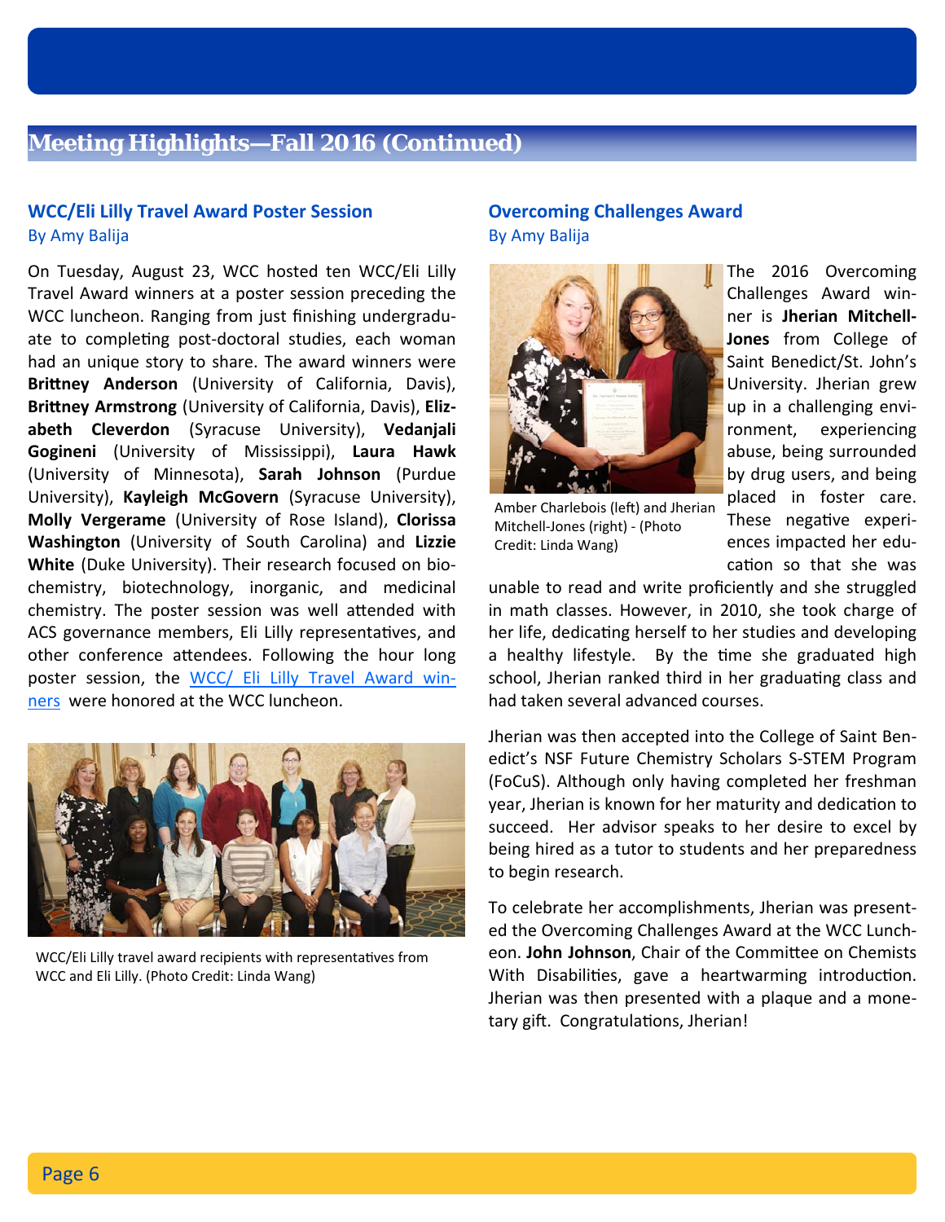## Meeting Highlights—Fall 2016 (Continued)

### WCC/Eli Lilly Travel Award Poster Session

By Amy Balija

On Tuesday, August 23, WCC hosted ten WCC/Eli Lilly Travel Award winners at a poster session preceding the WCC luncheon. Ranging from just finishing undergraduate to completing post-doctoral studies, each woman had an unique story to share. The award winners were **Brittney Anderson** (University of California, Davis), **Brittney Armstrong** (University of California, Davis), **Elizabeth Cleverdon** (Syracuse University), **Vedanjali Gogineni** (University of Mississippi), **Laura Hawk** (University of Minnesota), **Sarah Johnson** (Purdue University), **Kayleigh McGovern** (Syracuse University), **Molly Vergerame** (University of Rose Island), **Clorissa Washington** (University of South Carolina) and **Lizzie White** (Duke University). Their research focused on biochemistry, biotechnology, inorganic, and medicinal chemistry. The poster session was well attended with ACS governance members, Eli Lilly representatives, and other conference attendees. Following the hour long poster session, the WCC/ Eli Lilly Travel Award winners were honored at the WCC luncheon.

WCC/Eli Lilly travel award recipients with representatives from WCC and Eli Lilly. (Photo Credit: Linda Wang)

### Overcoming Challenges Award

By Amy Balija

Amber Charlebois (left) and Jherian Mitchell-Jones (right) - (Photo Credit: Linda Wang)

The 2016 Overcoming Challenges Award winner is **Jherian Mitchell-Jones** from College of Saint Benedict/St. John's University. Jherian grew up in a challenging environment, experiencing abuse, being surrounded by drug users, and being placed in foster care. These negative experiences impacted her education so that she was unable to read and write proficiently and she struggled in math classes. However, in 2010, she took charge of her life, dedicating herself to her studies and developing a healthy lifestyle. By the time she graduated high school, Jherian ranked third in her graduating class and had taken several advanced courses.

Jherian was then accepted into the College of Saint Benedict's NSF Future Chemistry Scholars S-STEM Program (FoCuS). Although only having completed her freshman year, Jherian is known for her maturity and dedication to succeed. Her advisor speaks to her desire to excel by being hired as a tutor to students and her preparedness to begin research.

To celebrate her accomplishments, Jherian was presented the Overcoming Challenges Award at the WCC Luncheon. **John Johnson**, Chair of the Committee on Chemists With Disabilities, gave a heartwarming introduction. Jherian was then presented with a plaque and a monetary gift. Congratulations, Jherian!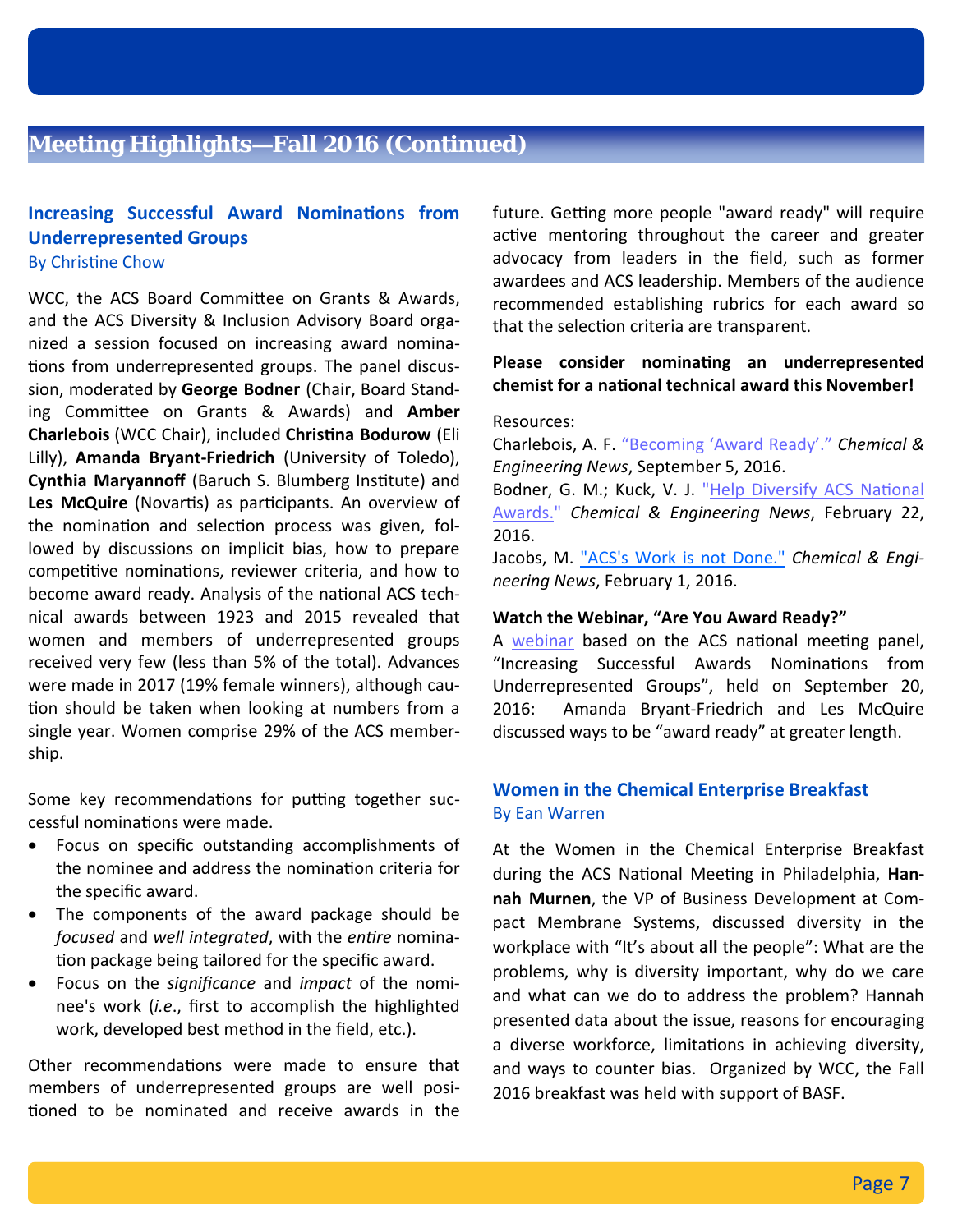## Meeting Highlights—Fall 2016 (Continued)

### Increasing Successful Award Nominations from Underrepresented Groups

By Christine Chow

WCC, the ACS Board Committee on Grants & Awards, and the ACS Diversity & Inclusion Advisory Board organized a session focused on increasing award nominations from underrepresented groups. The panel discussion, moderated by **George Bodner** (Chair, Board Standing Committee on Grants & Awards) and **Amber Charlebois** (WCC Chair), included **Christina Bodurow** (Eli Lilly), **Amanda Bryant-Friedrich** (University of Toledo), **Cynthia Maryannoff** (Baruch S. Blumberg Institute) and **Les McQuire** (Novartis) as participants. An overview of the nomination and selection process was given, followed by discussions on implicit bias, how to prepare competitive nominations, reviewer criteria, and how to become award ready. Analysis of the national ACS technical awards between 1923 and 2015 revealed that women and members of underrepresented groups received very few (less than 5% of the total). Advances were made in 2017 (19% female winners), although caution should be taken when looking at numbers from a single year. Women comprise 29% of the ACS membership.

Some key recommendations for putting together successful nominations were made.

- Focus on specific outstanding accomplishments of the nominee and address the nomination criteria for the specific award.
- The components of the award package should be *focused* and *well integrated*, with the *entire* nomination package being tailored for the specific award.
- Focus on the *significance* and *impact* of the nominee's work (*i.e.*, first to accomplish the highlighted work, developed best method in the field, etc.).

Other recommendations were made to ensure that members of underrepresented groups are well positioned to be nominated and receive awards in the future. Getting more people "award ready" will require active mentoring throughout the career and greater advocacy from leaders in the field, such as former awardees and ACS leadership. Members of the audience recommended establishing rubrics for each award so that the selection criteria are transparent.

**Please consider nominating an underrepresented chemist for a national technical award this November!**

Resources:

Charlebois, A. F. "Becoming 'Award Ready'." *Chemical & Engineering News*, September 5, 2016.

Bodner, G. M.; Kuck, V. J. "Help Diversify ACS National Awards." *Chemical & Engineering News*, February 22, 2016.

Jacobs, M. "ACS's Work is not Done." *Chemical & Engineering News*, February 1, 2016.

**Watch the Webinar, "Are You Award Ready?"**

A webinar based on the ACS national meeting panel, "Increasing Successful Awards Nominations from Underrepresented Groups", held on September 20, 2016: Amanda Bryant-Friedrich and Les McQuire discussed ways to be "award ready" at greater length.

### Women in the Chemical Enterprise Breakfast

By Ean Warren

At the Women in the Chemical Enterprise Breakfast during the ACS National Meeting in Philadelphia, **Hannah Murnen**, the VP of Business Development at Compact Membrane Systems, discussed diversity in the workplace with "It's about **all** the people": What are the problems, why is diversity important, why do we care and what can we do to address the problem? Hannah presented data about the issue, reasons for encouraging a diverse workforce, limitations in achieving diversity, and ways to counter bias. Organized by WCC, the Fall 2016 breakfast was held with support of BASF.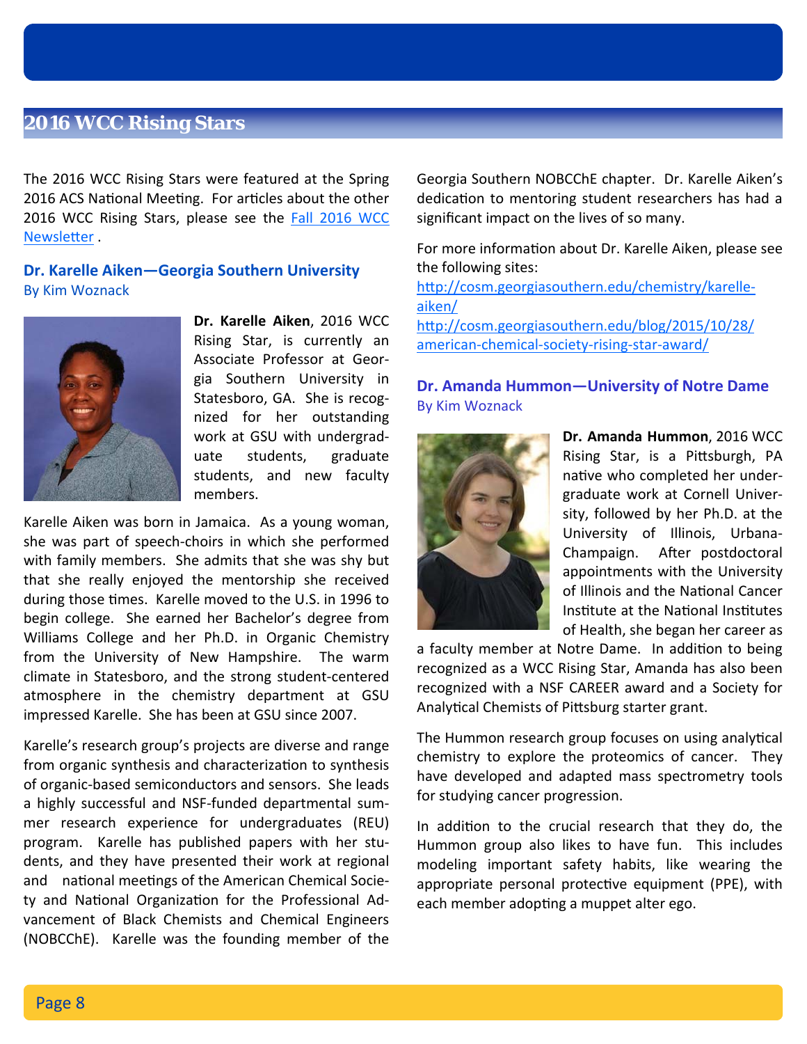## 2016 WCC Rising Stars

The 2016 WCC Rising Stars were featured at the Spring 2016 ACS National Meeting. For articles about the other 2016 WCC Rising Stars, please see the Fall 2016 WCC Newsletter .

### Dr. Karelle Aiken—Georgia Southern University

By Kim Woznack

**Dr. Karelle Aiken**, 2016 WCC Rising Star, is currently an Associate Professor at Georgia Southern University in Statesboro, GA. She is recognized for her outstanding work at GSU with undergraduate students, graduate students, and new faculty members.

Karelle Aiken was born in Jamaica. As a young woman, she was part of speech-choirs in which she performed with family members. She admits that she was shy but that she really enjoyed the mentorship she received during those times. Karelle moved to the U.S. in 1996 to begin college. She earned her Bachelor's degree from Williams College and her Ph.D. in Organic Chemistry from the University of New Hampshire. The warm climate in Statesboro, and the strong student-centered atmosphere in the chemistry department at GSU impressed Karelle. She has been at GSU since 2007.

Karelle's research group's projects are diverse and range from organic synthesis and characterization to synthesis of organic-based semiconductors and sensors. She leads a highly successful and NSF-funded departmental summer research experience for undergraduates (REU) program. Karelle has published papers with her students, and they have presented their work at regional and national meetings of the American Chemical Society and National Organization for the Professional Advancement of Black Chemists and Chemical Engineers (NOBCChE). Karelle was the founding member of the Georgia Southern NOBCChE chapter. Dr. Karelle Aiken's dedication to mentoring student researchers has had a significant impact on the lives of so many.

For more information about Dr. Karelle Aiken, please see the following sites:
http://cosm.georgiasouthern.edu/chemistry/karelle-aiken/
http://cosm.georgiasouthern.edu/blog/2015/10/28/american-chemical-society-rising-star-award/

### Dr. Amanda Hummon—University of Notre Dame

By Kim Woznack

**Dr. Amanda Hummon**, 2016 WCC Rising Star, is a Pittsburgh, PA native who completed her undergraduate work at Cornell University, followed by her Ph.D. at the University of Illinois, Urbana-Champaign. After postdoctoral appointments with the University of Illinois and the National Cancer Institute at the National Institutes of Health, she began her career as a faculty member at Notre Dame. In addition to being recognized as a WCC Rising Star, Amanda has also been recognized with a NSF CAREER award and a Society for Analytical Chemists of Pittsburg starter grant.

The Hummon research group focuses on using analytical chemistry to explore the proteomics of cancer. They have developed and adapted mass spectrometry tools for studying cancer progression.

In addition to the crucial research that they do, the Hummon group also likes to have fun. This includes modeling important safety habits, like wearing the appropriate personal protective equipment (PPE), with each member adopting a muppet alter ego.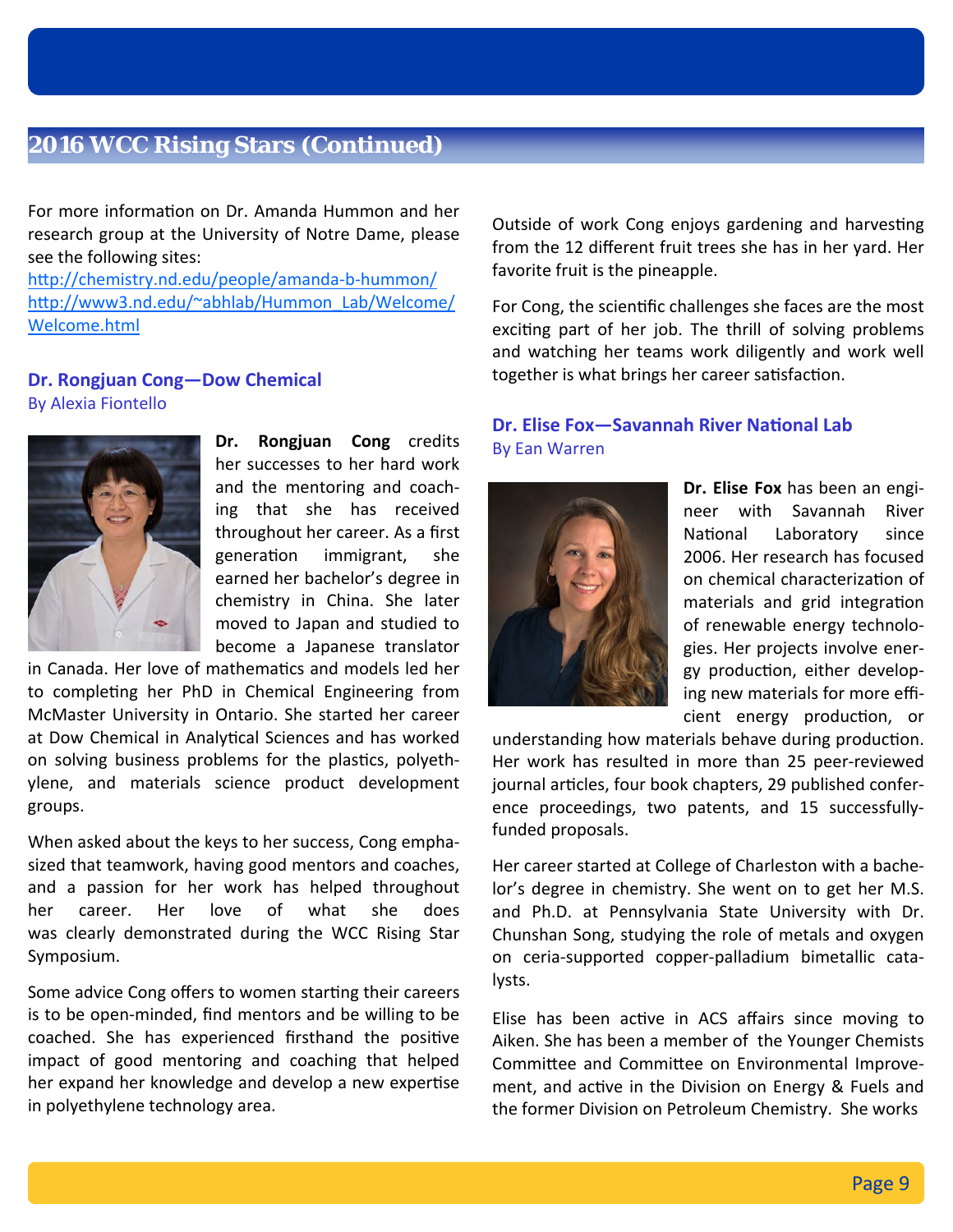## 2016 WCC Rising Stars (Continued)

For more information on Dr. Amanda Hummon and her research group at the University of Notre Dame, please see the following sites:
http://chemistry.nd.edu/people/amanda-b-hummon/
http://www3.nd.edu/~abhlab/Hummon_Lab/Welcome/Welcome.html

### Dr. Rongjuan Cong—Dow Chemical

By Alexia Fiontello

**Dr. Rongjuan Cong** credits her successes to her hard work and the mentoring and coaching that she has received throughout her career. As a first generation immigrant, she earned her bachelor's degree in chemistry in China. She later moved to Japan and studied to become a Japanese translator in Canada. Her love of mathematics and models led her to completing her PhD in Chemical Engineering from McMaster University in Ontario. She started her career at Dow Chemical in Analytical Sciences and has worked on solving business problems for the plastics, polyethylene, and materials science product development groups.

When asked about the keys to her success, Cong emphasized that teamwork, having good mentors and coaches, and a passion for her work has helped throughout her career. Her love of what she does was clearly demonstrated during the WCC Rising Star Symposium.

Some advice Cong offers to women starting their careers is to be open-minded, find mentors and be willing to be coached. She has experienced firsthand the positive impact of good mentoring and coaching that helped her expand her knowledge and develop a new expertise in polyethylene technology area.

Outside of work Cong enjoys gardening and harvesting from the 12 different fruit trees she has in her yard. Her favorite fruit is the pineapple.

For Cong, the scientific challenges she faces are the most exciting part of her job. The thrill of solving problems and watching her teams work diligently and work well together is what brings her career satisfaction.

### Dr. Elise Fox—Savannah River National Lab

By Ean Warren

**Dr. Elise Fox** has been an engineer with Savannah River National Laboratory since 2006. Her research has focused on chemical characterization of materials and grid integration of renewable energy technologies. Her projects involve energy production, either developing new materials for more efficient energy production, or understanding how materials behave during production. Her work has resulted in more than 25 peer-reviewed journal articles, four book chapters, 29 published conference proceedings, two patents, and 15 successfully-funded proposals.

Her career started at College of Charleston with a bachelor's degree in chemistry. She went on to get her M.S. and Ph.D. at Pennsylvania State University with Dr. Chunshan Song, studying the role of metals and oxygen on ceria-supported copper-palladium bimetallic catalysts.

Elise has been active in ACS affairs since moving to Aiken. She has been a member of the Younger Chemists Committee and Committee on Environmental Improvement, and active in the Division on Energy & Fuels and the former Division on Petroleum Chemistry. She works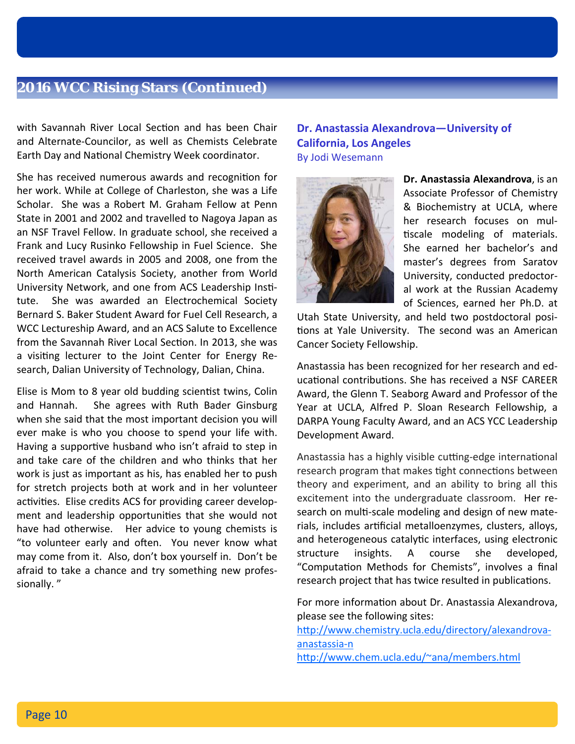## 2016 WCC Rising Stars (Continued)

with Savannah River Local Section and has been Chair and Alternate-Councilor, as well as Chemists Celebrate Earth Day and National Chemistry Week coordinator.

She has received numerous awards and recognition for her work. While at College of Charleston, she was a Life Scholar. She was a Robert M. Graham Fellow at Penn State in 2001 and 2002 and travelled to Nagoya Japan as an NSF Travel Fellow. In graduate school, she received a Frank and Lucy Rusinko Fellowship in Fuel Science. She received travel awards in 2005 and 2008, one from the North American Catalysis Society, another from World University Network, and one from ACS Leadership Institute. She was awarded an Electrochemical Society Bernard S. Baker Student Award for Fuel Cell Research, a WCC Lectureship Award, and an ACS Salute to Excellence from the Savannah River Local Section. In 2013, she was a visiting lecturer to the Joint Center for Energy Research, Dalian University of Technology, Dalian, China.

Elise is Mom to 8 year old budding scientist twins, Colin and Hannah. She agrees with Ruth Bader Ginsburg when she said that the most important decision you will ever make is who you choose to spend your life with. Having a supportive husband who isn't afraid to step in and take care of the children and who thinks that her work is just as important as his, has enabled her to push for stretch projects both at work and in her volunteer activities. Elise credits ACS for providing career development and leadership opportunities that she would not have had otherwise. Her advice to young chemists is "to volunteer early and often. You never know what may come from it. Also, don't box yourself in. Don't be afraid to take a chance and try something new professionally. "

### Dr. Anastassia Alexandrova—University of California, Los Angeles

By Jodi Wesemann

**Dr. Anastassia Alexandrova**, is an Associate Professor of Chemistry & Biochemistry at UCLA, where her research focuses on multiscale modeling of materials. She earned her bachelor's and master's degrees from Saratov University, conducted predoctoral work at the Russian Academy of Sciences, earned her Ph.D. at Utah State University, and held two postdoctoral positions at Yale University. The second was an American Cancer Society Fellowship.

Anastassia has been recognized for her research and educational contributions. She has received a NSF CAREER Award, the Glenn T. Seaborg Award and Professor of the Year at UCLA, Alfred P. Sloan Research Fellowship, a DARPA Young Faculty Award, and an ACS YCC Leadership Development Award.

Anastassia has a highly visible cutting-edge international research program that makes tight connections between theory and experiment, and an ability to bring all this excitement into the undergraduate classroom. Her research on multi-scale modeling and design of new materials, includes artificial metalloenzymes, clusters, alloys, and heterogeneous catalytic interfaces, using electronic structure insights. A course she developed, "Computation Methods for Chemists", involves a final research project that has twice resulted in publications.

For more information about Dr. Anastassia Alexandrova, please see the following sites:

http://www.chemistry.ucla.edu/directory/alexandrova-anastassia-n

http://www.chem.ucla.edu/~ana/members.html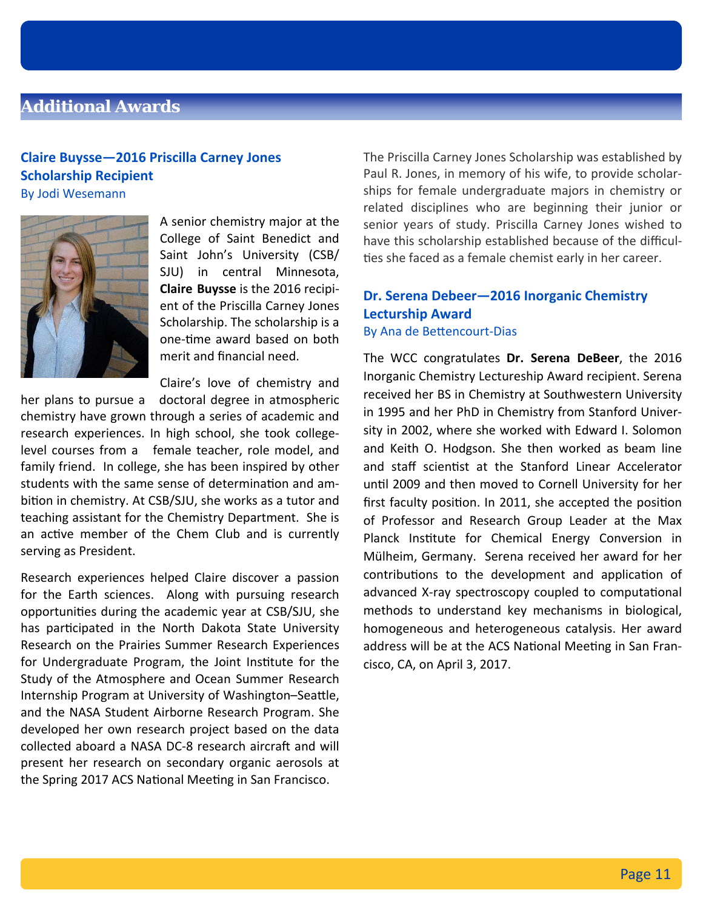## Additional Awards

### Claire Buysse—2016 Priscilla Carney Jones Scholarship Recipient

By Jodi Wesemann

A senior chemistry major at the College of Saint Benedict and Saint John's University (CSB/SJU) in central Minnesota, **Claire Buysse** is the 2016 recipient of the Priscilla Carney Jones Scholarship. The scholarship is a one-time award based on both merit and financial need.

Claire's love of chemistry and her plans to pursue a doctoral degree in atmospheric chemistry have grown through a series of academic and research experiences. In high school, she took college-level courses from a female teacher, role model, and family friend. In college, she has been inspired by other students with the same sense of determination and ambition in chemistry. At CSB/SJU, she works as a tutor and teaching assistant for the Chemistry Department. She is an active member of the Chem Club and is currently serving as President.

Research experiences helped Claire discover a passion for the Earth sciences. Along with pursuing research opportunities during the academic year at CSB/SJU, she has participated in the North Dakota State University Research on the Prairies Summer Research Experiences for Undergraduate Program, the Joint Institute for the Study of the Atmosphere and Ocean Summer Research Internship Program at University of Washington–Seattle, and the NASA Student Airborne Research Program. She developed her own research project based on the data collected aboard a NASA DC-8 research aircraft and will present her research on secondary organic aerosols at the Spring 2017 ACS National Meeting in San Francisco.

The Priscilla Carney Jones Scholarship was established by Paul R. Jones, in memory of his wife, to provide scholarships for female undergraduate majors in chemistry or related disciplines who are beginning their junior or senior years of study. Priscilla Carney Jones wished to have this scholarship established because of the difficulties she faced as a female chemist early in her career.

### Dr. Serena Debeer—2016 Inorganic Chemistry Lecturship Award

By Ana de Bettencourt-Dias

The WCC congratulates **Dr. Serena DeBeer**, the 2016 Inorganic Chemistry Lectureship Award recipient. Serena received her BS in Chemistry at Southwestern University in 1995 and her PhD in Chemistry from Stanford University in 2002, where she worked with Edward I. Solomon and Keith O. Hodgson. She then worked as beam line and staff scientist at the Stanford Linear Accelerator until 2009 and then moved to Cornell University for her first faculty position. In 2011, she accepted the position of Professor and Research Group Leader at the Max Planck Institute for Chemical Energy Conversion in Mülheim, Germany. Serena received her award for her contributions to the development and application of advanced X-ray spectroscopy coupled to computational methods to understand key mechanisms in biological, homogeneous and heterogeneous catalysis. Her award address will be at the ACS National Meeting in San Francisco, CA, on April 3, 2017.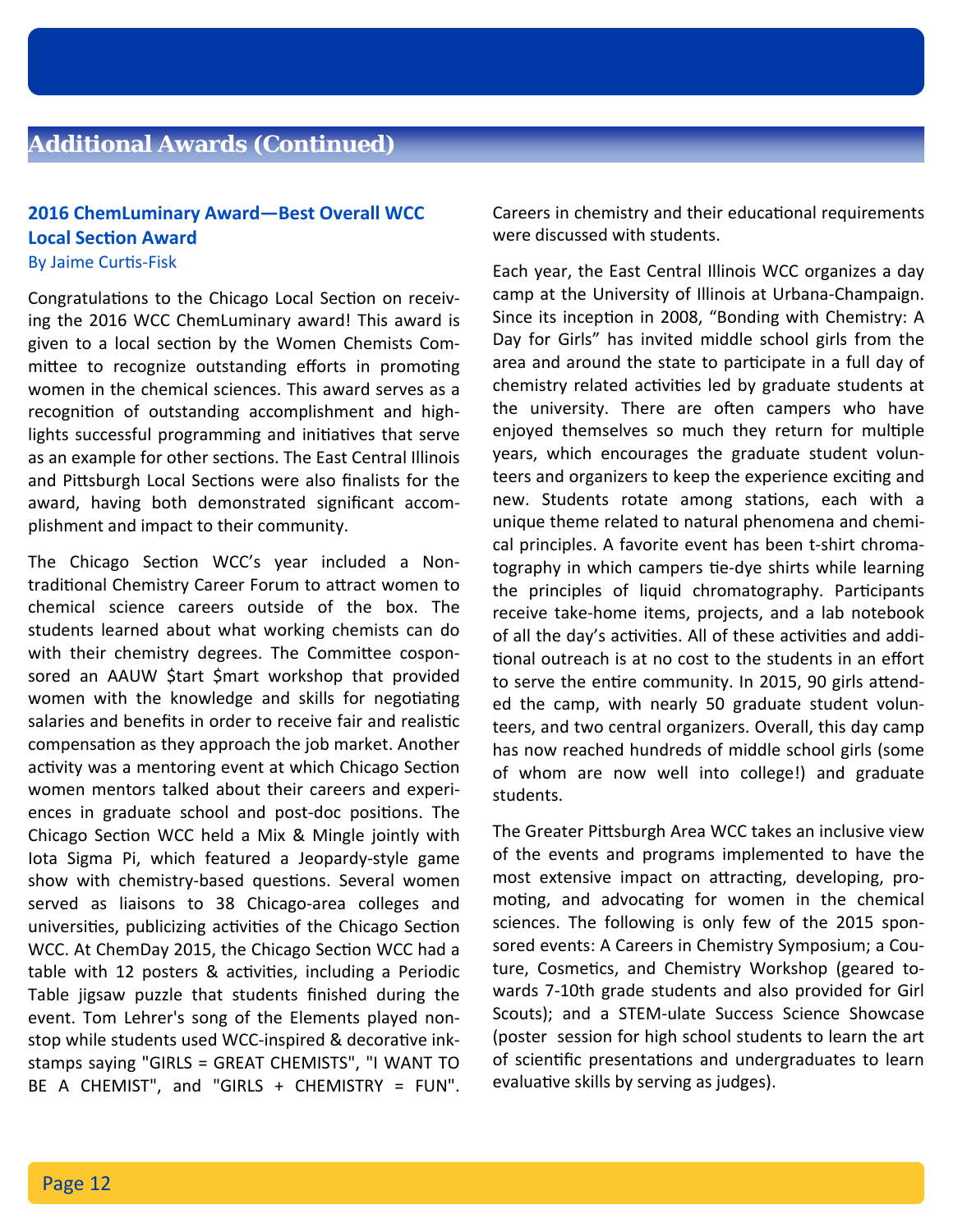## Additional Awards (Continued)

### 2016 ChemLuminary Award—Best Overall WCC Local Section Award

By Jaime Curtis-Fisk

Congratulations to the Chicago Local Section on receiving the 2016 WCC ChemLuminary award! This award is given to a local section by the Women Chemists Committee to recognize outstanding efforts in promoting women in the chemical sciences. This award serves as a recognition of outstanding accomplishment and highlights successful programming and initiatives that serve as an example for other sections. The East Central Illinois and Pittsburgh Local Sections were also finalists for the award, having both demonstrated significant accomplishment and impact to their community.

The Chicago Section WCC's year included a Non-traditional Chemistry Career Forum to attract women to chemical science careers outside of the box. The students learned about what working chemists can do with their chemistry degrees. The Committee cosponsored an AAUW $tart $mart workshop that provided women with the knowledge and skills for negotiating salaries and benefits in order to receive fair and realistic compensation as they approach the job market. Another activity was a mentoring event at which Chicago Section women mentors talked about their careers and experiences in graduate school and post-doc positions. The Chicago Section WCC held a Mix & Mingle jointly with Iota Sigma Pi, which featured a Jeopardy-style game show with chemistry-based questions. Several women served as liaisons to 38 Chicago-area colleges and universities, publicizing activities of the Chicago Section WCC. At ChemDay 2015, the Chicago Section WCC had a table with 12 posters & activities, including a Periodic Table jigsaw puzzle that students finished during the event. Tom Lehrer's song of the Elements played non-stop while students used WCC-inspired & decorative ink-stamps saying "GIRLS = GREAT CHEMISTS", "I WANT TO BE A CHEMIST", and "GIRLS + CHEMISTRY = FUN". Careers in chemistry and their educational requirements were discussed with students.

Each year, the East Central Illinois WCC organizes a day camp at the University of Illinois at Urbana-Champaign. Since its inception in 2008, "Bonding with Chemistry: A Day for Girls" has invited middle school girls from the area and around the state to participate in a full day of chemistry related activities led by graduate students at the university. There are often campers who have enjoyed themselves so much they return for multiple years, which encourages the graduate student volunteers and organizers to keep the experience exciting and new. Students rotate among stations, each with a unique theme related to natural phenomena and chemical principles. A favorite event has been t-shirt chromatography in which campers tie-dye shirts while learning the principles of liquid chromatography. Participants receive take-home items, projects, and a lab notebook of all the day's activities. All of these activities and additional outreach is at no cost to the students in an effort to serve the entire community. In 2015, 90 girls attended the camp, with nearly 50 graduate student volunteers, and two central organizers. Overall, this day camp has now reached hundreds of middle school girls (some of whom are now well into college!) and graduate students.

The Greater Pittsburgh Area WCC takes an inclusive view of the events and programs implemented to have the most extensive impact on attracting, developing, promoting, and advocating for women in the chemical sciences. The following is only few of the 2015 sponsored events: A Careers in Chemistry Symposium; a Couture, Cosmetics, and Chemistry Workshop (geared towards 7-10th grade students and also provided for Girl Scouts); and a STEM-ulate Success Science Showcase (poster session for high school students to learn the art of scientific presentations and undergraduates to learn evaluative skills by serving as judges).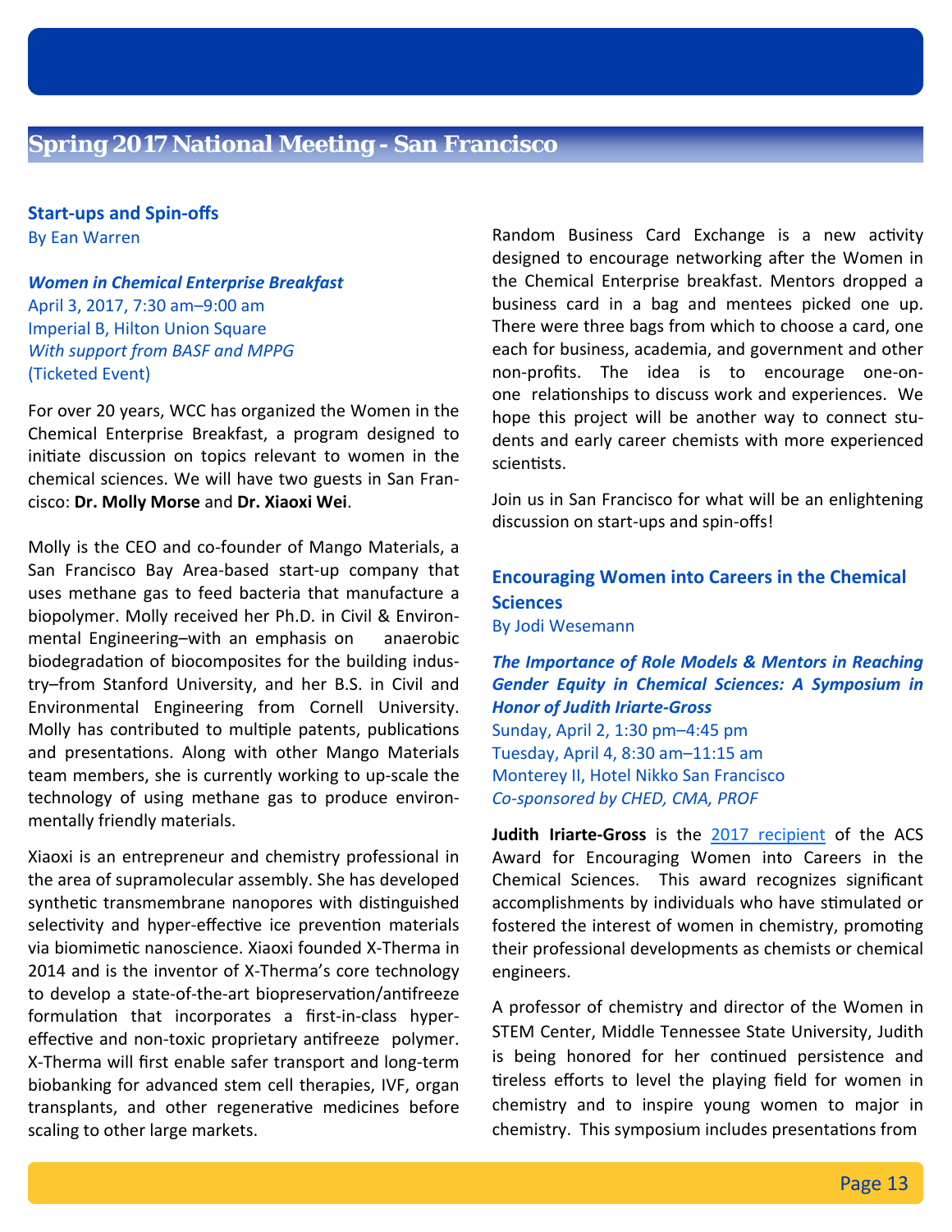## Spring 2017 National Meeting - San Francisco

### Start-ups and Spin-offs

By Ean Warren

***Women in Chemical Enterprise Breakfast***
April 3, 2017, 7:30 am–9:00 am
Imperial B, Hilton Union Square
*With support from BASF and MPPG*
(Ticketed Event)

For over 20 years, WCC has organized the Women in the Chemical Enterprise Breakfast, a program designed to initiate discussion on topics relevant to women in the chemical sciences. We will have two guests in San Francisco: **Dr. Molly Morse** and **Dr. Xiaoxi Wei**.

Molly is the CEO and co-founder of Mango Materials, a San Francisco Bay Area-based start-up company that uses methane gas to feed bacteria that manufacture a biopolymer. Molly received her Ph.D. in Civil & Environmental Engineering–with an emphasis on anaerobic biodegradation of biocomposites for the building industry–from Stanford University, and her B.S. in Civil and Environmental Engineering from Cornell University. Molly has contributed to multiple patents, publications and presentations. Along with other Mango Materials team members, she is currently working to up-scale the technology of using methane gas to produce environmentally friendly materials.

Xiaoxi is an entrepreneur and chemistry professional in the area of supramolecular assembly. She has developed synthetic transmembrane nanopores with distinguished selectivity and hyper-effective ice prevention materials via biomimetic nanoscience. Xiaoxi founded X-Therma in 2014 and is the inventor of X-Therma's core technology to develop a state-of-the-art biopreservation/antifreeze formulation that incorporates a first-in-class hyper-effective and non-toxic proprietary antifreeze polymer. X-Therma will first enable safer transport and long-term biobanking for advanced stem cell therapies, IVF, organ transplants, and other regenerative medicines before scaling to other large markets.

Random Business Card Exchange is a new activity designed to encourage networking after the Women in the Chemical Enterprise breakfast. Mentors dropped a business card in a bag and mentees picked one up. There were three bags from which to choose a card, one each for business, academia, and government and other non-profits. The idea is to encourage one-on-one relationships to discuss work and experiences. We hope this project will be another way to connect students and early career chemists with more experienced scientists.

Join us in San Francisco for what will be an enlightening discussion on start-ups and spin-offs!

### Encouraging Women into Careers in the Chemical Sciences

By Jodi Wesemann

***The Importance of Role Models & Mentors in Reaching Gender Equity in Chemical Sciences: A Symposium in Honor of Judith Iriarte-Gross***
Sunday, April 2, 1:30 pm–4:45 pm
Tuesday, April 4, 8:30 am–11:15 am
Monterey II, Hotel Nikko San Francisco
*Co-sponsored by CHED, CMA, PROF*

**Judith Iriarte-Gross** is the 2017 recipient of the ACS Award for Encouraging Women into Careers in the Chemical Sciences. This award recognizes significant accomplishments by individuals who have stimulated or fostered the interest of women in chemistry, promoting their professional developments as chemists or chemical engineers.

A professor of chemistry and director of the Women in STEM Center, Middle Tennessee State University, Judith is being honored for her continued persistence and tireless efforts to level the playing field for women in chemistry and to inspire young women to major in chemistry. This symposium includes presentations from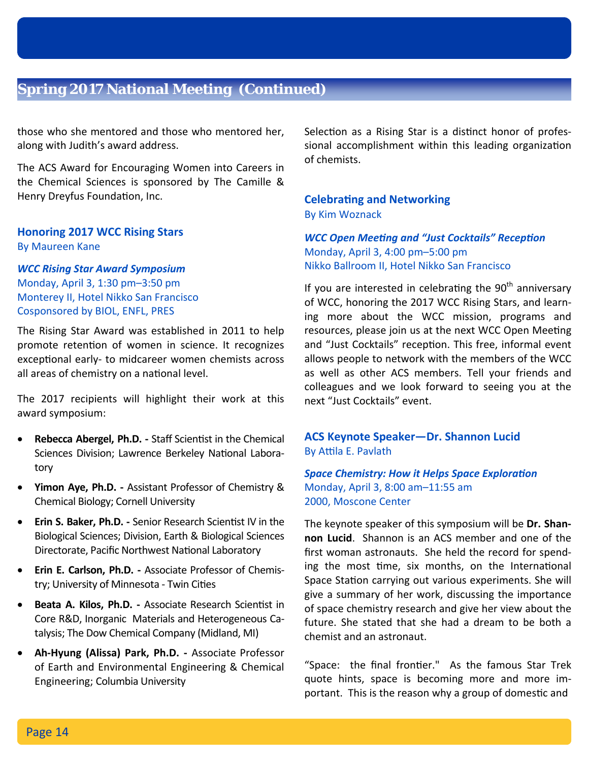## Spring 2017 National Meeting (Continued)

those who she mentored and those who mentored her, along with Judith's award address.

The ACS Award for Encouraging Women into Careers in the Chemical Sciences is sponsored by The Camille & Henry Dreyfus Foundation, Inc.

### Honoring 2017 WCC Rising Stars

By Maureen Kane

***WCC Rising Star Award Symposium***
Monday, April 3, 1:30 pm–3:50 pm
Monterey II, Hotel Nikko San Francisco
Cosponsored by BIOL, ENFL, PRES

The Rising Star Award was established in 2011 to help promote retention of women in science. It recognizes exceptional early- to midcareer women chemists across all areas of chemistry on a national level.

The 2017 recipients will highlight their work at this award symposium:

- **Rebecca Abergel, Ph.D. -** Staff Scientist in the Chemical Sciences Division; Lawrence Berkeley National Laboratory
- **Yimon Aye, Ph.D. -** Assistant Professor of Chemistry & Chemical Biology; Cornell University
- **Erin S. Baker, Ph.D. -** Senior Research Scientist IV in the Biological Sciences; Division, Earth & Biological Sciences Directorate, Pacific Northwest National Laboratory
- **Erin E. Carlson, Ph.D. -** Associate Professor of Chemistry; University of Minnesota - Twin Cities
- **Beata A. Kilos, Ph.D. -** Associate Research Scientist in Core R&D, Inorganic Materials and Heterogeneous Catalysis; The Dow Chemical Company (Midland, MI)
- **Ah-Hyung (Alissa) Park, Ph.D. -** Associate Professor of Earth and Environmental Engineering & Chemical Engineering; Columbia University

Selection as a Rising Star is a distinct honor of professional accomplishment within this leading organization of chemists.

### Celebrating and Networking

By Kim Woznack

***WCC Open Meeting and "Just Cocktails" Reception***
Monday, April 3, 4:00 pm–5:00 pm
Nikko Ballroom II, Hotel Nikko San Francisco

If you are interested in celebrating the 90th anniversary of WCC, honoring the 2017 WCC Rising Stars, and learning more about the WCC mission, programs and resources, please join us at the next WCC Open Meeting and "Just Cocktails" reception. This free, informal event allows people to network with the members of the WCC as well as other ACS members. Tell your friends and colleagues and we look forward to seeing you at the next "Just Cocktails" event.

### ACS Keynote Speaker—Dr. Shannon Lucid

By Attila E. Pavlath

***Space Chemistry: How it Helps Space Exploration***
Monday, April 3, 8:00 am–11:55 am
2000, Moscone Center

The keynote speaker of this symposium will be **Dr. Shannon Lucid**. Shannon is an ACS member and one of the first woman astronauts. She held the record for spending the most time, six months, on the International Space Station carrying out various experiments. She will give a summary of her work, discussing the importance of space chemistry research and give her view about the future. She stated that she had a dream to be both a chemist and an astronaut.

"Space: the final frontier." As the famous Star Trek quote hints, space is becoming more and more important. This is the reason why a group of domestic and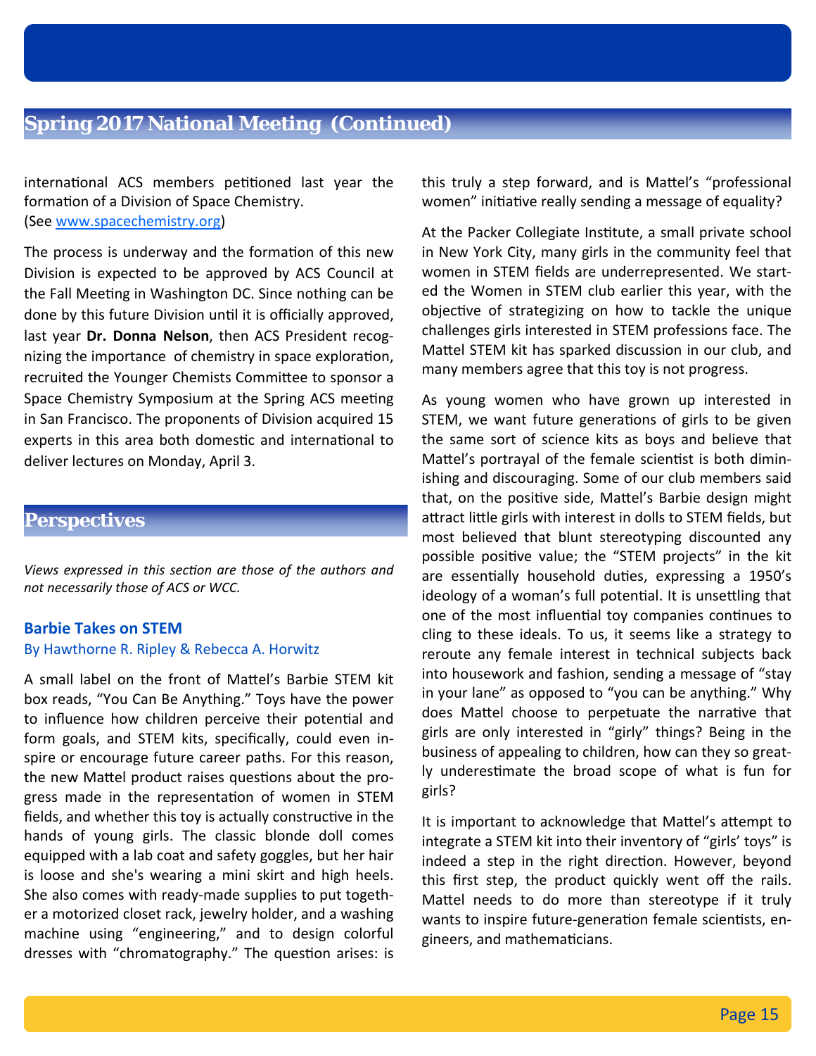## Spring 2017 National Meeting (Continued)

international ACS members petitioned last year the formation of a Division of Space Chemistry.
(See www.spacechemistry.org)

The process is underway and the formation of this new Division is expected to be approved by ACS Council at the Fall Meeting in Washington DC. Since nothing can be done by this future Division until it is officially approved, last year **Dr. Donna Nelson**, then ACS President recognizing the importance of chemistry in space exploration, recruited the Younger Chemists Committee to sponsor a Space Chemistry Symposium at the Spring ACS meeting in San Francisco. The proponents of Division acquired 15 experts in this area both domestic and international to deliver lectures on Monday, April 3.

## Perspectives

*Views expressed in this section are those of the authors and not necessarily those of ACS or WCC.*

### Barbie Takes on STEM

By Hawthorne R. Ripley & Rebecca A. Horwitz

A small label on the front of Mattel's Barbie STEM kit box reads, "You Can Be Anything." Toys have the power to influence how children perceive their potential and form goals, and STEM kits, specifically, could even inspire or encourage future career paths. For this reason, the new Mattel product raises questions about the progress made in the representation of women in STEM fields, and whether this toy is actually constructive in the hands of young girls. The classic blonde doll comes equipped with a lab coat and safety goggles, but her hair is loose and she's wearing a mini skirt and high heels. She also comes with ready-made supplies to put together a motorized closet rack, jewelry holder, and a washing machine using "engineering," and to design colorful dresses with "chromatography." The question arises: is this truly a step forward, and is Mattel's "professional women" initiative really sending a message of equality?

At the Packer Collegiate Institute, a small private school in New York City, many girls in the community feel that women in STEM fields are underrepresented. We started the Women in STEM club earlier this year, with the objective of strategizing on how to tackle the unique challenges girls interested in STEM professions face. The Mattel STEM kit has sparked discussion in our club, and many members agree that this toy is not progress.

As young women who have grown up interested in STEM, we want future generations of girls to be given the same sort of science kits as boys and believe that Mattel's portrayal of the female scientist is both diminishing and discouraging. Some of our club members said that, on the positive side, Mattel's Barbie design might attract little girls with interest in dolls to STEM fields, but most believed that blunt stereotyping discounted any possible positive value; the "STEM projects" in the kit are essentially household duties, expressing a 1950's ideology of a woman's full potential. It is unsettling that one of the most influential toy companies continues to cling to these ideals. To us, it seems like a strategy to reroute any female interest in technical subjects back into housework and fashion, sending a message of "stay in your lane" as opposed to "you can be anything." Why does Mattel choose to perpetuate the narrative that girls are only interested in "girly" things? Being in the business of appealing to children, how can they so greatly underestimate the broad scope of what is fun for girls?

It is important to acknowledge that Mattel's attempt to integrate a STEM kit into their inventory of "girls' toys" is indeed a step in the right direction. However, beyond this first step, the product quickly went off the rails. Mattel needs to do more than stereotype if it truly wants to inspire future-generation female scientists, engineers, and mathematicians.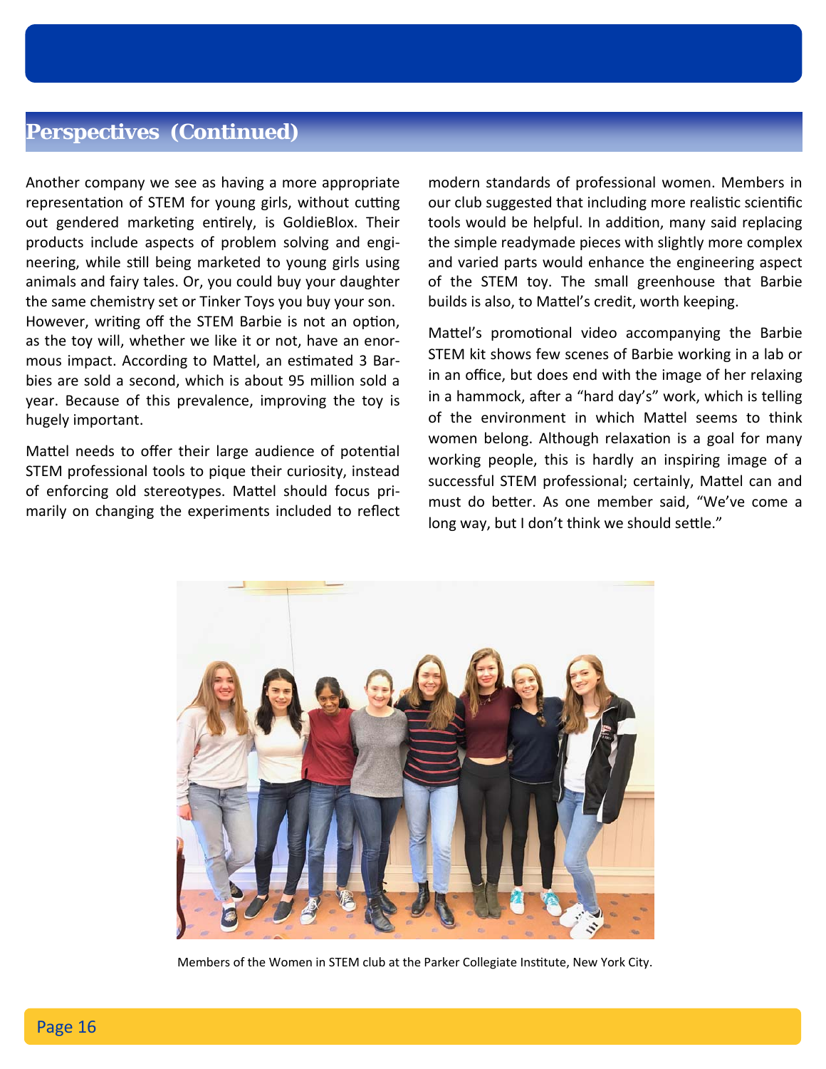## Perspectives (Continued)

Another company we see as having a more appropriate representation of STEM for young girls, without cutting out gendered marketing entirely, is GoldieBlox. Their products include aspects of problem solving and engineering, while still being marketed to young girls using animals and fairy tales. Or, you could buy your daughter the same chemistry set or Tinker Toys you buy your son. However, writing off the STEM Barbie is not an option, as the toy will, whether we like it or not, have an enormous impact. According to Mattel, an estimated 3 Barbies are sold a second, which is about 95 million sold a year. Because of this prevalence, improving the toy is hugely important.

Mattel needs to offer their large audience of potential STEM professional tools to pique their curiosity, instead of enforcing old stereotypes. Mattel should focus primarily on changing the experiments included to reflect modern standards of professional women. Members in our club suggested that including more realistic scientific tools would be helpful. In addition, many said replacing the simple readymade pieces with slightly more complex and varied parts would enhance the engineering aspect of the STEM toy. The small greenhouse that Barbie builds is also, to Mattel's credit, worth keeping.

Mattel's promotional video accompanying the Barbie STEM kit shows few scenes of Barbie working in a lab or in an office, but does end with the image of her relaxing in a hammock, after a "hard day's" work, which is telling of the environment in which Mattel seems to think women belong. Although relaxation is a goal for many working people, this is hardly an inspiring image of a successful STEM professional; certainly, Mattel can and must do better. As one member said, "We've come a long way, but I don't think we should settle."

Members of the Women in STEM club at the Parker Collegiate Institute, New York City.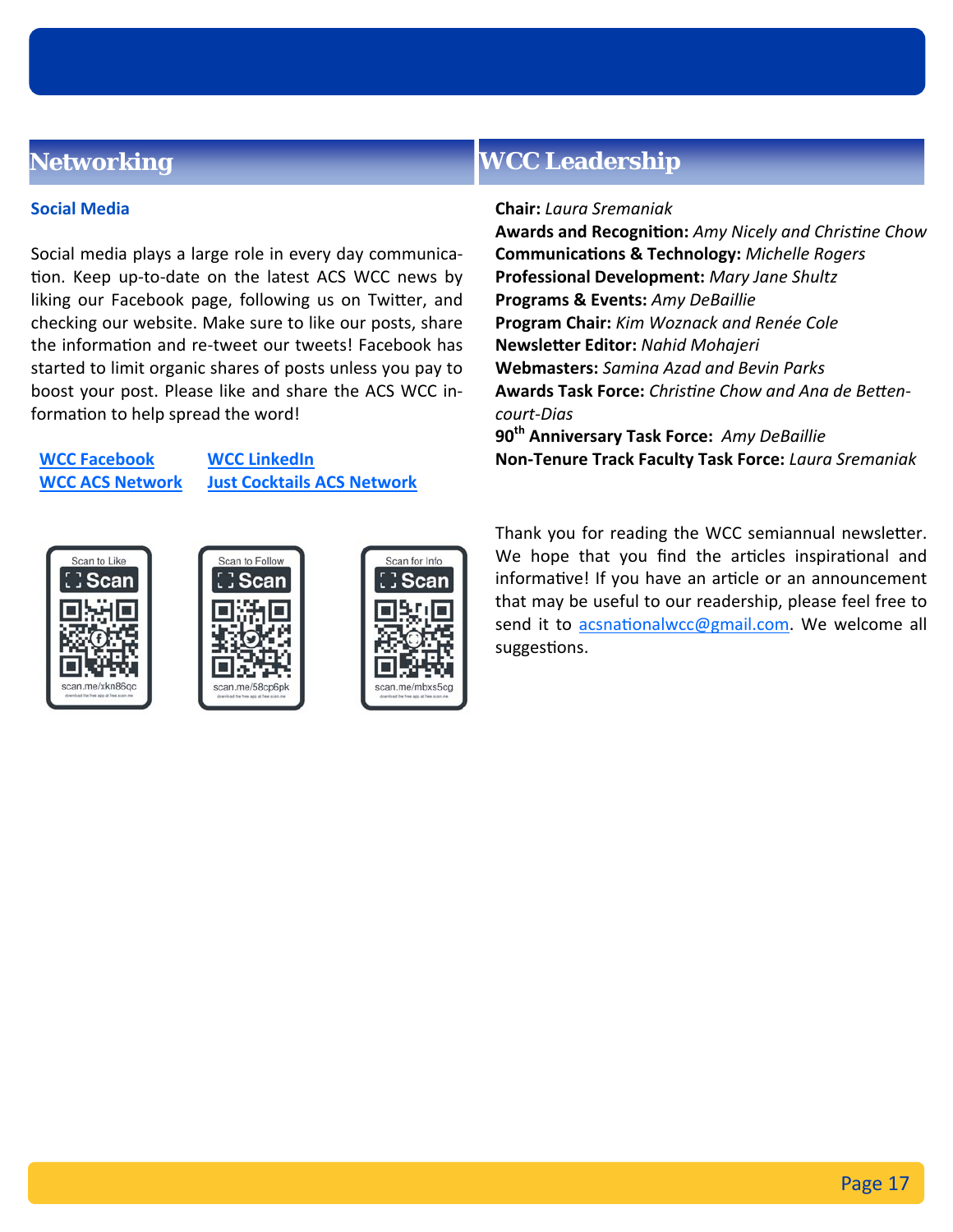## Networking

### Social Media

Social media plays a large role in every day communication. Keep up-to-date on the latest ACS WCC news by liking our Facebook page, following us on Twitter, and checking our website. Make sure to like our posts, share the information and re-tweet our tweets! Facebook has started to limit organic shares of posts unless you pay to boost your post. Please like and share the ACS WCC information to help spread the word!

[WCC Facebook](#) [WCC LinkedIn](#)
[WCC ACS Network](#) [Just Cocktails ACS Network](#)

Scan to Like
Scan
scan.me/xkn86qc

Scan to Follow
Scan
scan.me/58cp6pk

Scan for Info
Scan
scan.me/mbxs5cg

## WCC Leadership

**Chair:** *Laura Sremaniak*
**Awards and Recognition:** *Amy Nicely and Christine Chow*
**Communications & Technology:** *Michelle Rogers*
**Professional Development:** *Mary Jane Shultz*
**Programs & Events:** *Amy DeBaillie*
**Program Chair:** *Kim Woznack and Renée Cole*
**Newsletter Editor:** *Nahid Mohajeri*
**Webmasters:** *Samina Azad and Bevin Parks*
**Awards Task Force:** *Christine Chow and Ana de Bettencourt-Dias*
**90th Anniversary Task Force:** *Amy DeBaillie*
**Non-Tenure Track Faculty Task Force:** *Laura Sremaniak*

Thank you for reading the WCC semiannual newsletter. We hope that you find the articles inspirational and informative! If you have an article or an announcement that may be useful to our readership, please feel free to send it to acsnationalwcc@gmail.com. We welcome all suggestions.